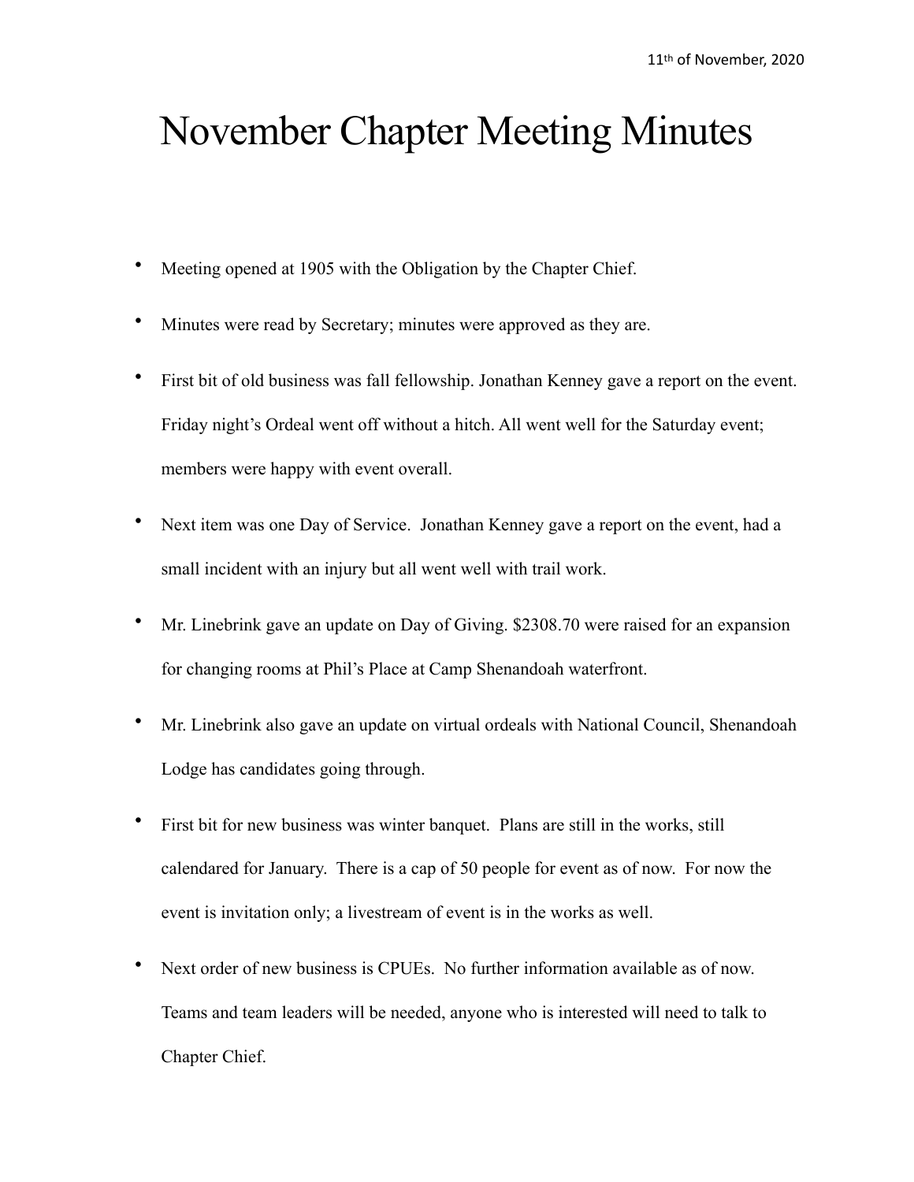11th of November, 2020

# November Chapter Meeting Minutes

- Meeting opened at 1905 with the Obligation by the Chapter Chief.
- Minutes were read by Secretary; minutes were approved as they are.
- First bit of old business was fall fellowship. Jonathan Kenney gave a report on the event. Friday night's Ordeal went off without a hitch. All went well for the Saturday event; members were happy with event overall.
- Next item was one Day of Service. Jonathan Kenney gave a report on the event, had a small incident with an injury but all went well with trail work.
- Mr. Linebrink gave an update on Day of Giving. $2308.70 were raised for an expansion for changing rooms at Phil's Place at Camp Shenandoah waterfront.
- Mr. Linebrink also gave an update on virtual ordeals with National Council, Shenandoah Lodge has candidates going through.
- First bit for new business was winter banquet. Plans are still in the works, still calendared for January. There is a cap of 50 people for event as of now. For now the event is invitation only; a livestream of event is in the works as well.
- Next order of new business is CPUEs. No further information available as of now. Teams and team leaders will be needed, anyone who is interested will need to talk to Chapter Chief.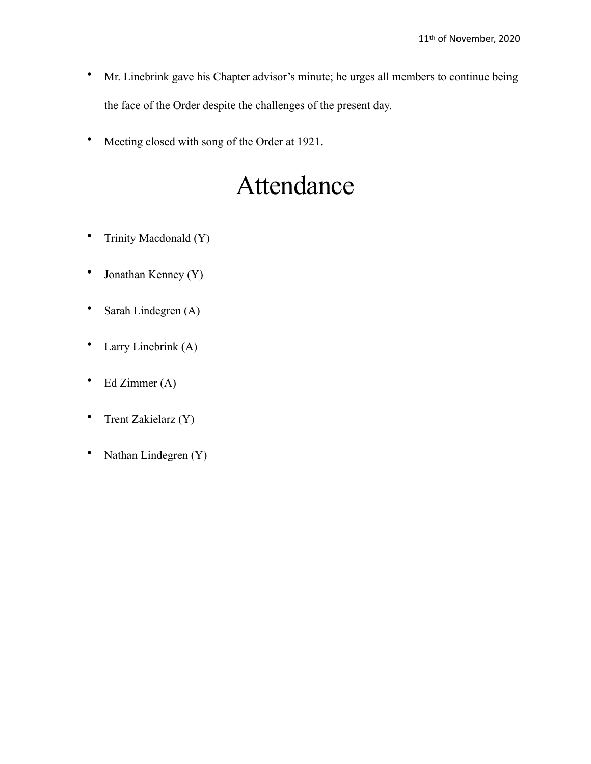- Mr. Linebrink gave his Chapter advisor's minute; he urges all members to continue being the face of the Order despite the challenges of the present day.
- Meeting closed with song of the Order at 1921.

# Attendance

- Trinity Macdonald (Y)
- Jonathan Kenney (Y)
- Sarah Lindegren (A)
- Larry Linebrink (A)
- Ed Zimmer (A)
- Trent Zakielarz (Y)
- Nathan Lindegren (Y)